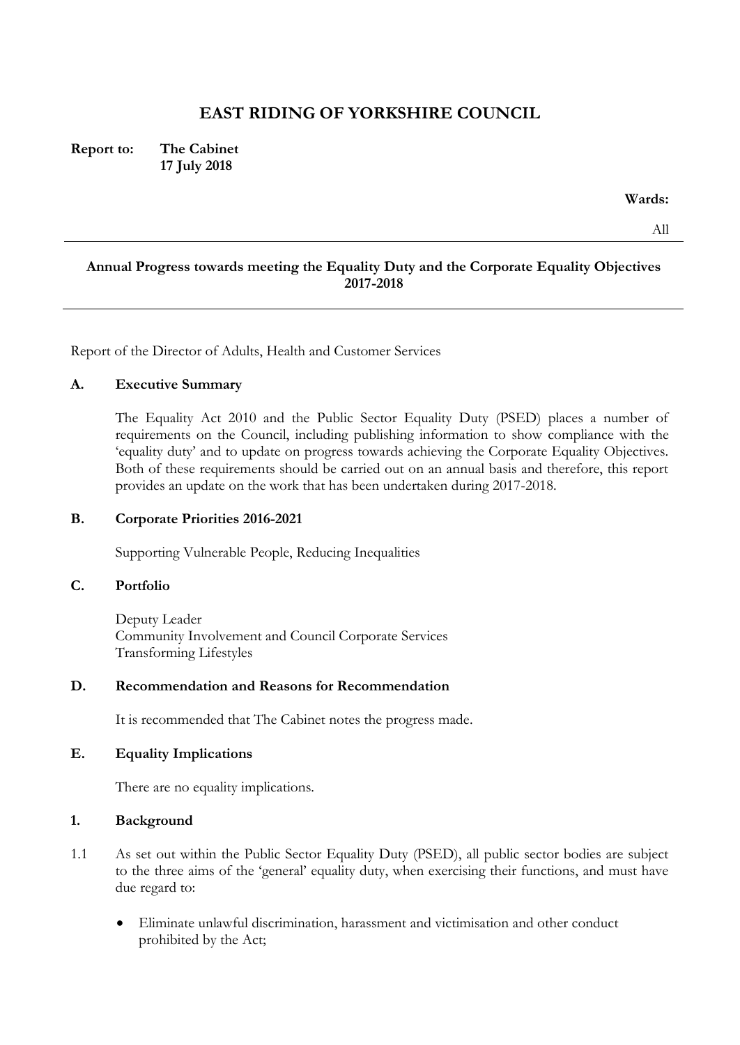# EAST RIDING OF YORKSHIRE COUNCIL

**Report to:** **The Cabinet**
**17 July 2018**

**Wards:**

All

---

**Annual Progress towards meeting the Equality Duty and the Corporate Equality Objectives 2017-2018**

---

Report of the Director of Adults, Health and Customer Services

## A. Executive Summary

The Equality Act 2010 and the Public Sector Equality Duty (PSED) places a number of requirements on the Council, including publishing information to show compliance with the 'equality duty' and to update on progress towards achieving the Corporate Equality Objectives. Both of these requirements should be carried out on an annual basis and therefore, this report provides an update on the work that has been undertaken during 2017-2018.

## B. Corporate Priorities 2016-2021

Supporting Vulnerable People, Reducing Inequalities

## C. Portfolio

Deputy Leader
Community Involvement and Council Corporate Services
Transforming Lifestyles

## D. Recommendation and Reasons for Recommendation

It is recommended that The Cabinet notes the progress made.

## E. Equality Implications

There are no equality implications.

## 1. Background

1.1 As set out within the Public Sector Equality Duty (PSED), all public sector bodies are subject to the three aims of the 'general' equality duty, when exercising their functions, and must have due regard to:

- Eliminate unlawful discrimination, harassment and victimisation and other conduct prohibited by the Act;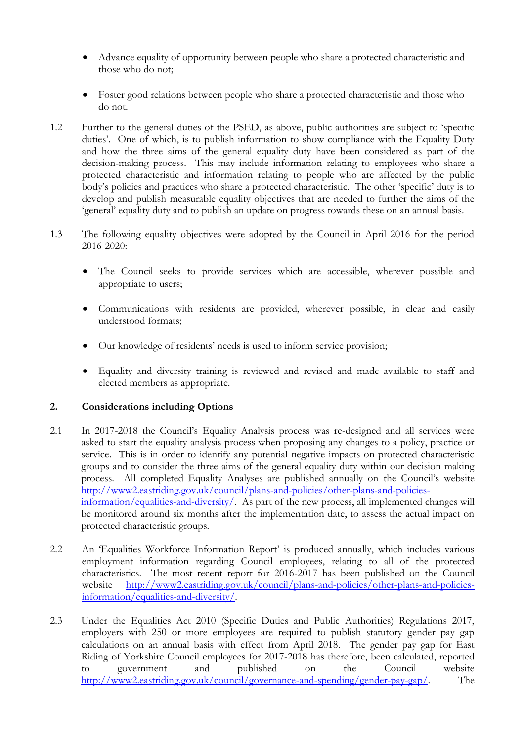- Advance equality of opportunity between people who share a protected characteristic and those who do not;

- Foster good relations between people who share a protected characteristic and those who do not.

1.2 Further to the general duties of the PSED, as above, public authorities are subject to 'specific duties'. One of which, is to publish information to show compliance with the Equality Duty and how the three aims of the general equality duty have been considered as part of the decision-making process. This may include information relating to employees who share a protected characteristic and information relating to people who are affected by the public body's policies and practices who share a protected characteristic. The other 'specific' duty is to develop and publish measurable equality objectives that are needed to further the aims of the 'general' equality duty and to publish an update on progress towards these on an annual basis.

1.3 The following equality objectives were adopted by the Council in April 2016 for the period 2016-2020:

- The Council seeks to provide services which are accessible, wherever possible and appropriate to users;

- Communications with residents are provided, wherever possible, in clear and easily understood formats;

- Our knowledge of residents' needs is used to inform service provision;

- Equality and diversity training is reviewed and revised and made available to staff and elected members as appropriate.

## 2. Considerations including Options

2.1 In 2017-2018 the Council's Equality Analysis process was re-designed and all services were asked to start the equality analysis process when proposing any changes to a policy, practice or service. This is in order to identify any potential negative impacts on protected characteristic groups and to consider the three aims of the general equality duty within our decision making process. All completed Equality Analyses are published annually on the Council's website [http://www2.eastriding.gov.uk/council/plans-and-policies/other-plans-and-policies-information/equalities-and-diversity/](http://www2.eastriding.gov.uk/council/plans-and-policies/other-plans-and-policies-information/equalities-and-diversity/). As part of the new process, all implemented changes will be monitored around six months after the implementation date, to assess the actual impact on protected characteristic groups.

2.2 An 'Equalities Workforce Information Report' is produced annually, which includes various employment information regarding Council employees, relating to all of the protected characteristics. The most recent report for 2016-2017 has been published on the Council website [http://www2.eastriding.gov.uk/council/plans-and-policies/other-plans-and-policies-information/equalities-and-diversity/](http://www2.eastriding.gov.uk/council/plans-and-policies/other-plans-and-policies-information/equalities-and-diversity/).

2.3 Under the Equalities Act 2010 (Specific Duties and Public Authorities) Regulations 2017, employers with 250 or more employees are required to publish statutory gender pay gap calculations on an annual basis with effect from April 2018. The gender pay gap for East Riding of Yorkshire Council employees for 2017-2018 has therefore, been calculated, reported to government and published on the Council website [http://www2.eastriding.gov.uk/council/governance-and-spending/gender-pay-gap/](http://www2.eastriding.gov.uk/council/governance-and-spending/gender-pay-gap/). The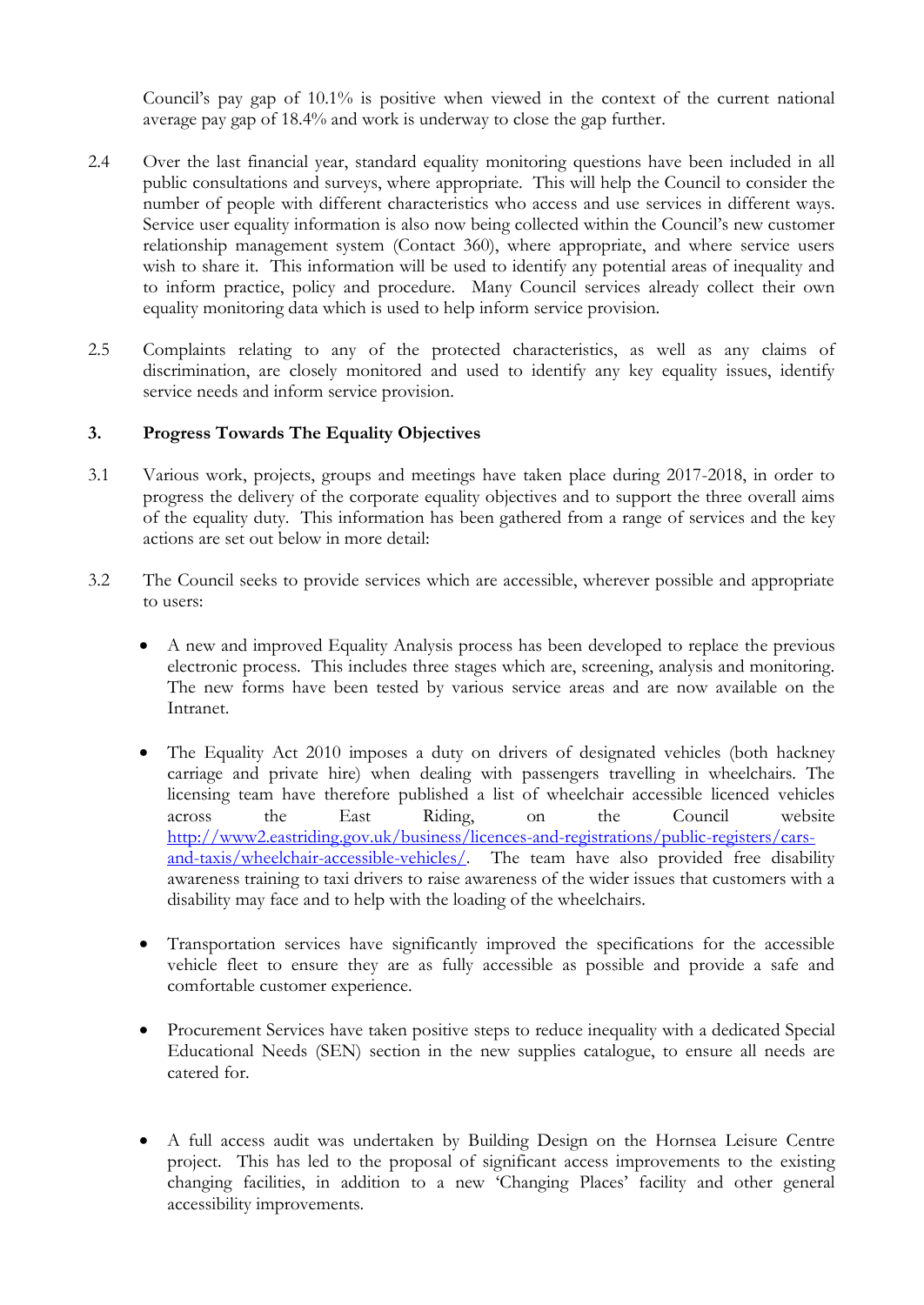Council's pay gap of 10.1% is positive when viewed in the context of the current national average pay gap of 18.4% and work is underway to close the gap further.

2.4 Over the last financial year, standard equality monitoring questions have been included in all public consultations and surveys, where appropriate. This will help the Council to consider the number of people with different characteristics who access and use services in different ways. Service user equality information is also now being collected within the Council's new customer relationship management system (Contact 360), where appropriate, and where service users wish to share it. This information will be used to identify any potential areas of inequality and to inform practice, policy and procedure. Many Council services already collect their own equality monitoring data which is used to help inform service provision.

2.5 Complaints relating to any of the protected characteristics, as well as any claims of discrimination, are closely monitored and used to identify any key equality issues, identify service needs and inform service provision.

## 3. Progress Towards The Equality Objectives

3.1 Various work, projects, groups and meetings have taken place during 2017-2018, in order to progress the delivery of the corporate equality objectives and to support the three overall aims of the equality duty. This information has been gathered from a range of services and the key actions are set out below in more detail:

3.2 The Council seeks to provide services which are accessible, wherever possible and appropriate to users:

- A new and improved Equality Analysis process has been developed to replace the previous electronic process. This includes three stages which are, screening, analysis and monitoring. The new forms have been tested by various service areas and are now available on the Intranet.

- The Equality Act 2010 imposes a duty on drivers of designated vehicles (both hackney carriage and private hire) when dealing with passengers travelling in wheelchairs. The licensing team have therefore published a list of wheelchair accessible licenced vehicles across the East Riding, on the Council website [http://www2.eastriding.gov.uk/business/licences-and-registrations/public-registers/cars-and-taxis/wheelchair-accessible-vehicles/](http://www2.eastriding.gov.uk/business/licences-and-registrations/public-registers/cars-and-taxis/wheelchair-accessible-vehicles/). The team have also provided free disability awareness training to taxi drivers to raise awareness of the wider issues that customers with a disability may face and to help with the loading of the wheelchairs.

- Transportation services have significantly improved the specifications for the accessible vehicle fleet to ensure they are as fully accessible as possible and provide a safe and comfortable customer experience.

- Procurement Services have taken positive steps to reduce inequality with a dedicated Special Educational Needs (SEN) section in the new supplies catalogue, to ensure all needs are catered for.

- A full access audit was undertaken by Building Design on the Hornsea Leisure Centre project. This has led to the proposal of significant access improvements to the existing changing facilities, in addition to a new 'Changing Places' facility and other general accessibility improvements.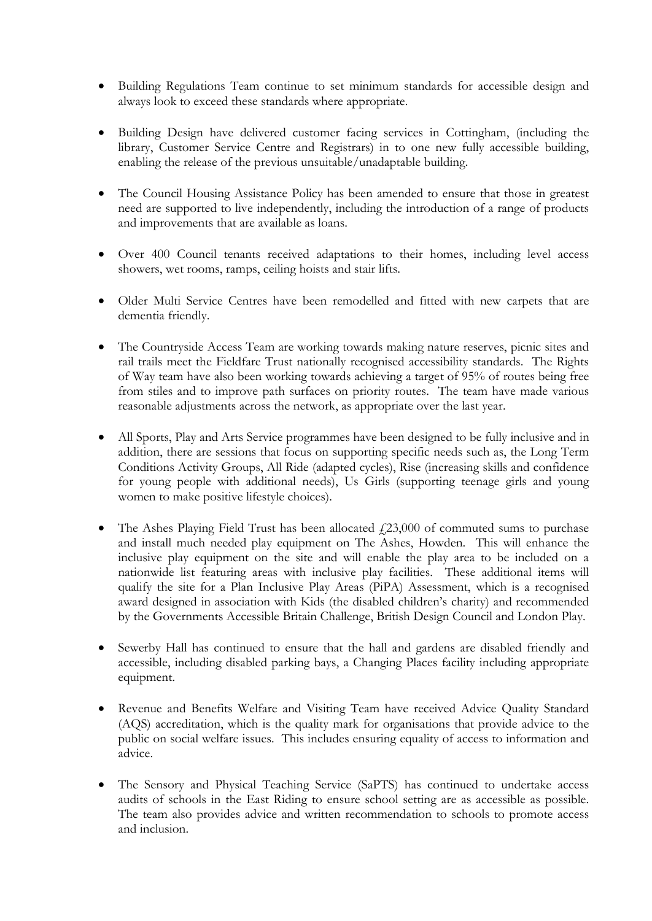- Building Regulations Team continue to set minimum standards for accessible design and always look to exceed these standards where appropriate.

- Building Design have delivered customer facing services in Cottingham, (including the library, Customer Service Centre and Registrars) in to one new fully accessible building, enabling the release of the previous unsuitable/unadaptable building.

- The Council Housing Assistance Policy has been amended to ensure that those in greatest need are supported to live independently, including the introduction of a range of products and improvements that are available as loans.

- Over 400 Council tenants received adaptations to their homes, including level access showers, wet rooms, ramps, ceiling hoists and stair lifts.

- Older Multi Service Centres have been remodelled and fitted with new carpets that are dementia friendly.

- The Countryside Access Team are working towards making nature reserves, picnic sites and rail trails meet the Fieldfare Trust nationally recognised accessibility standards. The Rights of Way team have also been working towards achieving a target of 95% of routes being free from stiles and to improve path surfaces on priority routes. The team have made various reasonable adjustments across the network, as appropriate over the last year.

- All Sports, Play and Arts Service programmes have been designed to be fully inclusive and in addition, there are sessions that focus on supporting specific needs such as, the Long Term Conditions Activity Groups, All Ride (adapted cycles), Rise (increasing skills and confidence for young people with additional needs), Us Girls (supporting teenage girls and young women to make positive lifestyle choices).

- The Ashes Playing Field Trust has been allocated £23,000 of commuted sums to purchase and install much needed play equipment on The Ashes, Howden. This will enhance the inclusive play equipment on the site and will enable the play area to be included on a nationwide list featuring areas with inclusive play facilities. These additional items will qualify the site for a Plan Inclusive Play Areas (PiPA) Assessment, which is a recognised award designed in association with Kids (the disabled children's charity) and recommended by the Governments Accessible Britain Challenge, British Design Council and London Play.

- Sewerby Hall has continued to ensure that the hall and gardens are disabled friendly and accessible, including disabled parking bays, a Changing Places facility including appropriate equipment.

- Revenue and Benefits Welfare and Visiting Team have received Advice Quality Standard (AQS) accreditation, which is the quality mark for organisations that provide advice to the public on social welfare issues. This includes ensuring equality of access to information and advice.

- The Sensory and Physical Teaching Service (SaPTS) has continued to undertake access audits of schools in the East Riding to ensure school setting are as accessible as possible. The team also provides advice and written recommendation to schools to promote access and inclusion.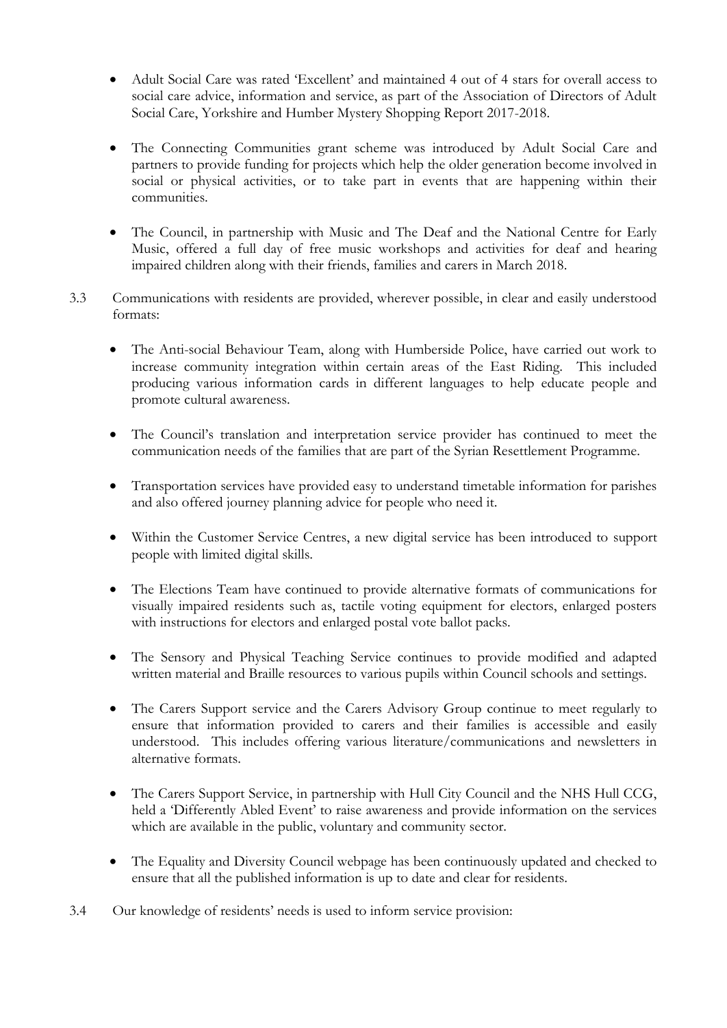- Adult Social Care was rated 'Excellent' and maintained 4 out of 4 stars for overall access to social care advice, information and service, as part of the Association of Directors of Adult Social Care, Yorkshire and Humber Mystery Shopping Report 2017-2018.

- The Connecting Communities grant scheme was introduced by Adult Social Care and partners to provide funding for projects which help the older generation become involved in social or physical activities, or to take part in events that are happening within their communities.

- The Council, in partnership with Music and The Deaf and the National Centre for Early Music, offered a full day of free music workshops and activities for deaf and hearing impaired children along with their friends, families and carers in March 2018.

3.3 Communications with residents are provided, wherever possible, in clear and easily understood formats:

- The Anti-social Behaviour Team, along with Humberside Police, have carried out work to increase community integration within certain areas of the East Riding. This included producing various information cards in different languages to help educate people and promote cultural awareness.

- The Council's translation and interpretation service provider has continued to meet the communication needs of the families that are part of the Syrian Resettlement Programme.

- Transportation services have provided easy to understand timetable information for parishes and also offered journey planning advice for people who need it.

- Within the Customer Service Centres, a new digital service has been introduced to support people with limited digital skills.

- The Elections Team have continued to provide alternative formats of communications for visually impaired residents such as, tactile voting equipment for electors, enlarged posters with instructions for electors and enlarged postal vote ballot packs.

- The Sensory and Physical Teaching Service continues to provide modified and adapted written material and Braille resources to various pupils within Council schools and settings.

- The Carers Support service and the Carers Advisory Group continue to meet regularly to ensure that information provided to carers and their families is accessible and easily understood. This includes offering various literature/communications and newsletters in alternative formats.

- The Carers Support Service, in partnership with Hull City Council and the NHS Hull CCG, held a 'Differently Abled Event' to raise awareness and provide information on the services which are available in the public, voluntary and community sector.

- The Equality and Diversity Council webpage has been continuously updated and checked to ensure that all the published information is up to date and clear for residents.

3.4 Our knowledge of residents' needs is used to inform service provision: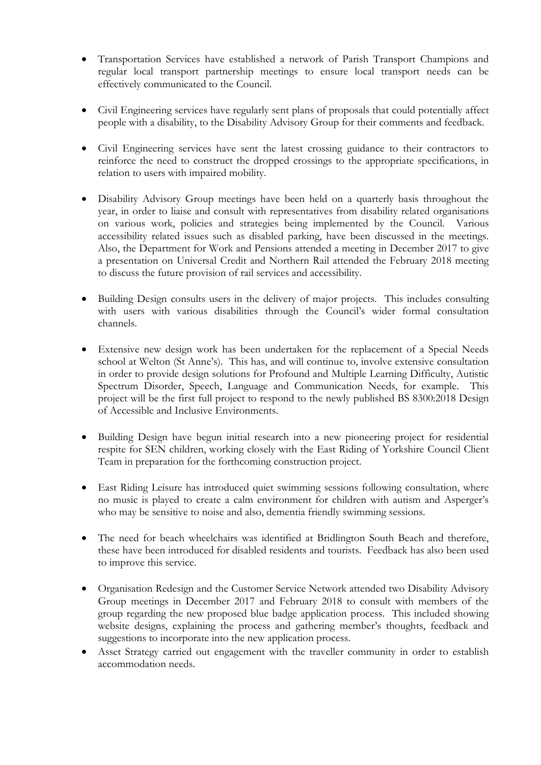- Transportation Services have established a network of Parish Transport Champions and regular local transport partnership meetings to ensure local transport needs can be effectively communicated to the Council.

- Civil Engineering services have regularly sent plans of proposals that could potentially affect people with a disability, to the Disability Advisory Group for their comments and feedback.

- Civil Engineering services have sent the latest crossing guidance to their contractors to reinforce the need to construct the dropped crossings to the appropriate specifications, in relation to users with impaired mobility.

- Disability Advisory Group meetings have been held on a quarterly basis throughout the year, in order to liaise and consult with representatives from disability related organisations on various work, policies and strategies being implemented by the Council. Various accessibility related issues such as disabled parking, have been discussed in the meetings. Also, the Department for Work and Pensions attended a meeting in December 2017 to give a presentation on Universal Credit and Northern Rail attended the February 2018 meeting to discuss the future provision of rail services and accessibility.

- Building Design consults users in the delivery of major projects. This includes consulting with users with various disabilities through the Council's wider formal consultation channels.

- Extensive new design work has been undertaken for the replacement of a Special Needs school at Welton (St Anne's). This has, and will continue to, involve extensive consultation in order to provide design solutions for Profound and Multiple Learning Difficulty, Autistic Spectrum Disorder, Speech, Language and Communication Needs, for example. This project will be the first full project to respond to the newly published BS 8300:2018 Design of Accessible and Inclusive Environments.

- Building Design have begun initial research into a new pioneering project for residential respite for SEN children, working closely with the East Riding of Yorkshire Council Client Team in preparation for the forthcoming construction project.

- East Riding Leisure has introduced quiet swimming sessions following consultation, where no music is played to create a calm environment for children with autism and Asperger's who may be sensitive to noise and also, dementia friendly swimming sessions.

- The need for beach wheelchairs was identified at Bridlington South Beach and therefore, these have been introduced for disabled residents and tourists. Feedback has also been used to improve this service.

- Organisation Redesign and the Customer Service Network attended two Disability Advisory Group meetings in December 2017 and February 2018 to consult with members of the group regarding the new proposed blue badge application process. This included showing website designs, explaining the process and gathering member's thoughts, feedback and suggestions to incorporate into the new application process.
- Asset Strategy carried out engagement with the traveller community in order to establish accommodation needs.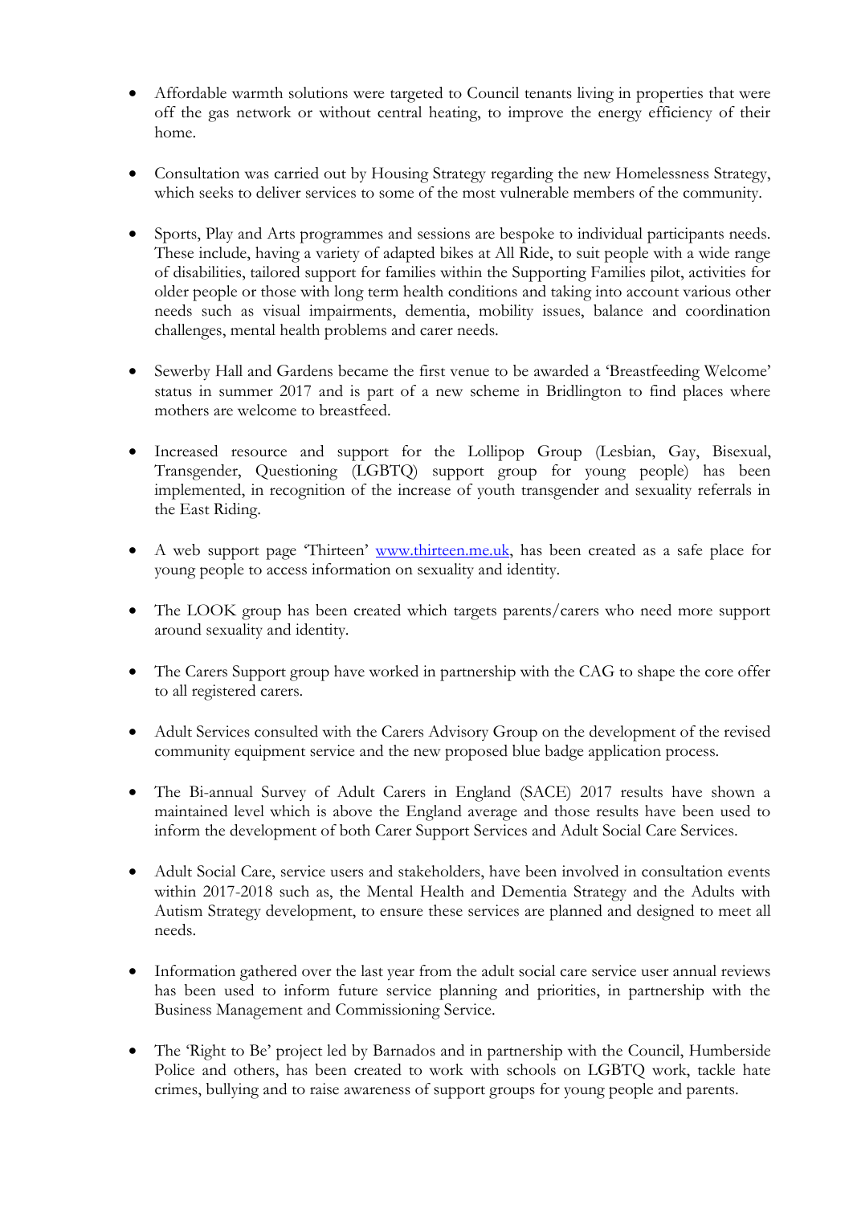- Affordable warmth solutions were targeted to Council tenants living in properties that were off the gas network or without central heating, to improve the energy efficiency of their home.

- Consultation was carried out by Housing Strategy regarding the new Homelessness Strategy, which seeks to deliver services to some of the most vulnerable members of the community.

- Sports, Play and Arts programmes and sessions are bespoke to individual participants needs. These include, having a variety of adapted bikes at All Ride, to suit people with a wide range of disabilities, tailored support for families within the Supporting Families pilot, activities for older people or those with long term health conditions and taking into account various other needs such as visual impairments, dementia, mobility issues, balance and coordination challenges, mental health problems and carer needs.

- Sewerby Hall and Gardens became the first venue to be awarded a 'Breastfeeding Welcome' status in summer 2017 and is part of a new scheme in Bridlington to find places where mothers are welcome to breastfeed.

- Increased resource and support for the Lollipop Group (Lesbian, Gay, Bisexual, Transgender, Questioning (LGBTQ) support group for young people) has been implemented, in recognition of the increase of youth transgender and sexuality referrals in the East Riding.

- A web support page 'Thirteen' [www.thirteen.me.uk](www.thirteen.me.uk), has been created as a safe place for young people to access information on sexuality and identity.

- The LOOK group has been created which targets parents/carers who need more support around sexuality and identity.

- The Carers Support group have worked in partnership with the CAG to shape the core offer to all registered carers.

- Adult Services consulted with the Carers Advisory Group on the development of the revised community equipment service and the new proposed blue badge application process.

- The Bi-annual Survey of Adult Carers in England (SACE) 2017 results have shown a maintained level which is above the England average and those results have been used to inform the development of both Carer Support Services and Adult Social Care Services.

- Adult Social Care, service users and stakeholders, have been involved in consultation events within 2017-2018 such as, the Mental Health and Dementia Strategy and the Adults with Autism Strategy development, to ensure these services are planned and designed to meet all needs.

- Information gathered over the last year from the adult social care service user annual reviews has been used to inform future service planning and priorities, in partnership with the Business Management and Commissioning Service.

- The 'Right to Be' project led by Barnados and in partnership with the Council, Humberside Police and others, has been created to work with schools on LGBTQ work, tackle hate crimes, bullying and to raise awareness of support groups for young people and parents.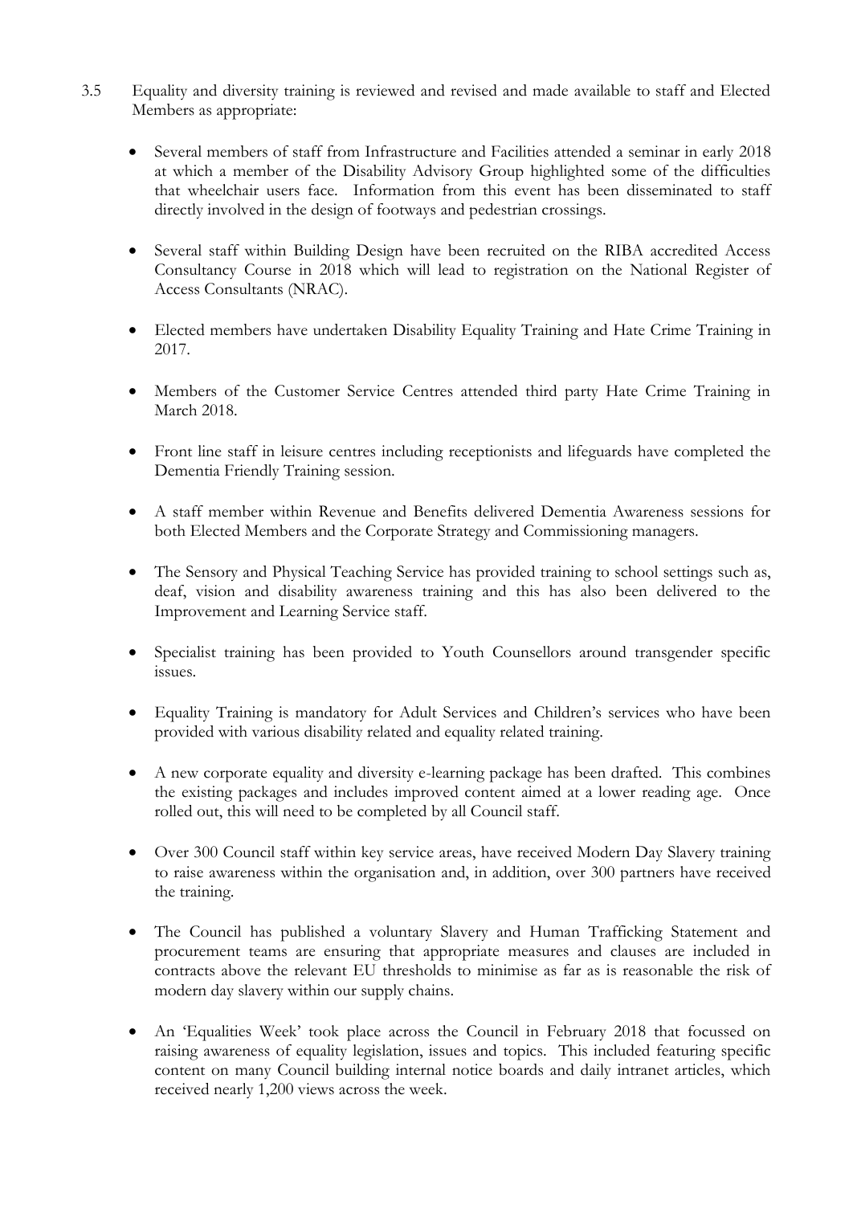3.5 Equality and diversity training is reviewed and revised and made available to staff and Elected Members as appropriate:

- Several members of staff from Infrastructure and Facilities attended a seminar in early 2018 at which a member of the Disability Advisory Group highlighted some of the difficulties that wheelchair users face. Information from this event has been disseminated to staff directly involved in the design of footways and pedestrian crossings.

- Several staff within Building Design have been recruited on the RIBA accredited Access Consultancy Course in 2018 which will lead to registration on the National Register of Access Consultants (NRAC).

- Elected members have undertaken Disability Equality Training and Hate Crime Training in 2017.

- Members of the Customer Service Centres attended third party Hate Crime Training in March 2018.

- Front line staff in leisure centres including receptionists and lifeguards have completed the Dementia Friendly Training session.

- A staff member within Revenue and Benefits delivered Dementia Awareness sessions for both Elected Members and the Corporate Strategy and Commissioning managers.

- The Sensory and Physical Teaching Service has provided training to school settings such as, deaf, vision and disability awareness training and this has also been delivered to the Improvement and Learning Service staff.

- Specialist training has been provided to Youth Counsellors around transgender specific issues.

- Equality Training is mandatory for Adult Services and Children's services who have been provided with various disability related and equality related training.

- A new corporate equality and diversity e-learning package has been drafted. This combines the existing packages and includes improved content aimed at a lower reading age. Once rolled out, this will need to be completed by all Council staff.

- Over 300 Council staff within key service areas, have received Modern Day Slavery training to raise awareness within the organisation and, in addition, over 300 partners have received the training.

- The Council has published a voluntary Slavery and Human Trafficking Statement and procurement teams are ensuring that appropriate measures and clauses are included in contracts above the relevant EU thresholds to minimise as far as is reasonable the risk of modern day slavery within our supply chains.

- An 'Equalities Week' took place across the Council in February 2018 that focussed on raising awareness of equality legislation, issues and topics. This included featuring specific content on many Council building internal notice boards and daily intranet articles, which received nearly 1,200 views across the week.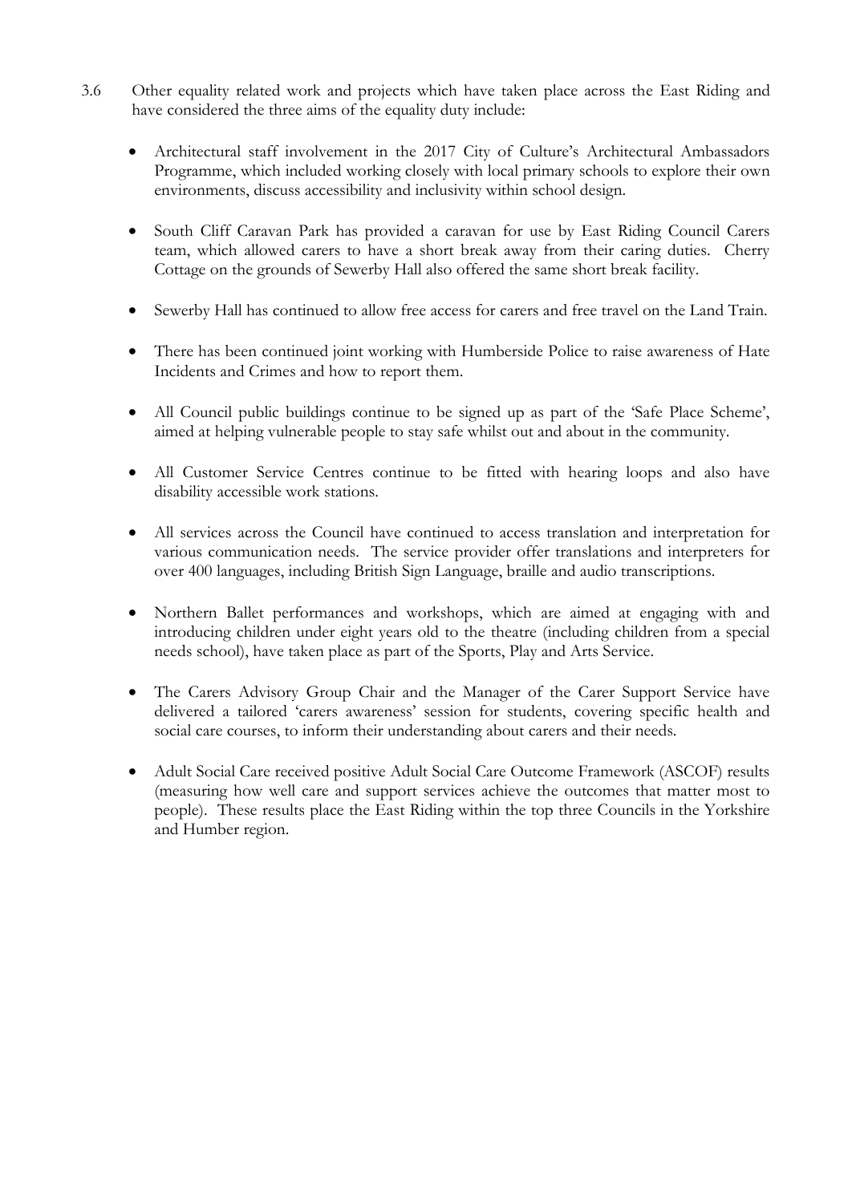3.6 Other equality related work and projects which have taken place across the East Riding and have considered the three aims of the equality duty include:

- Architectural staff involvement in the 2017 City of Culture's Architectural Ambassadors Programme, which included working closely with local primary schools to explore their own environments, discuss accessibility and inclusivity within school design.

- South Cliff Caravan Park has provided a caravan for use by East Riding Council Carers team, which allowed carers to have a short break away from their caring duties. Cherry Cottage on the grounds of Sewerby Hall also offered the same short break facility.

- Sewerby Hall has continued to allow free access for carers and free travel on the Land Train.

- There has been continued joint working with Humberside Police to raise awareness of Hate Incidents and Crimes and how to report them.

- All Council public buildings continue to be signed up as part of the 'Safe Place Scheme', aimed at helping vulnerable people to stay safe whilst out and about in the community.

- All Customer Service Centres continue to be fitted with hearing loops and also have disability accessible work stations.

- All services across the Council have continued to access translation and interpretation for various communication needs. The service provider offer translations and interpreters for over 400 languages, including British Sign Language, braille and audio transcriptions.

- Northern Ballet performances and workshops, which are aimed at engaging with and introducing children under eight years old to the theatre (including children from a special needs school), have taken place as part of the Sports, Play and Arts Service.

- The Carers Advisory Group Chair and the Manager of the Carer Support Service have delivered a tailored 'carers awareness' session for students, covering specific health and social care courses, to inform their understanding about carers and their needs.

- Adult Social Care received positive Adult Social Care Outcome Framework (ASCOF) results (measuring how well care and support services achieve the outcomes that matter most to people). These results place the East Riding within the top three Councils in the Yorkshire and Humber region.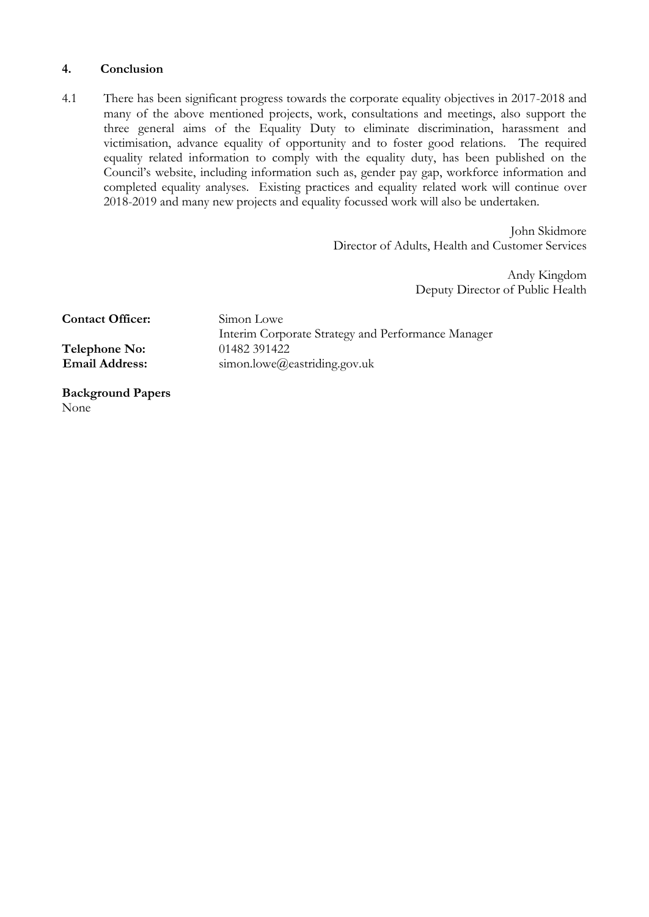## 4. Conclusion

4.1 There has been significant progress towards the corporate equality objectives in 2017-2018 and many of the above mentioned projects, work, consultations and meetings, also support the three general aims of the Equality Duty to eliminate discrimination, harassment and victimisation, advance equality of opportunity and to foster good relations. The required equality related information to comply with the equality duty, has been published on the Council's website, including information such as, gender pay gap, workforce information and completed equality analyses. Existing practices and equality related work will continue over 2018-2019 and many new projects and equality focussed work will also be undertaken.

John Skidmore
Director of Adults, Health and Customer Services

Andy Kingdom
Deputy Director of Public Health

**Contact Officer:** Simon Lowe
Interim Corporate Strategy and Performance Manager
**Telephone No:** 01482 391422
**Email Address:** simon.lowe@eastriding.gov.uk

**Background Papers**
None